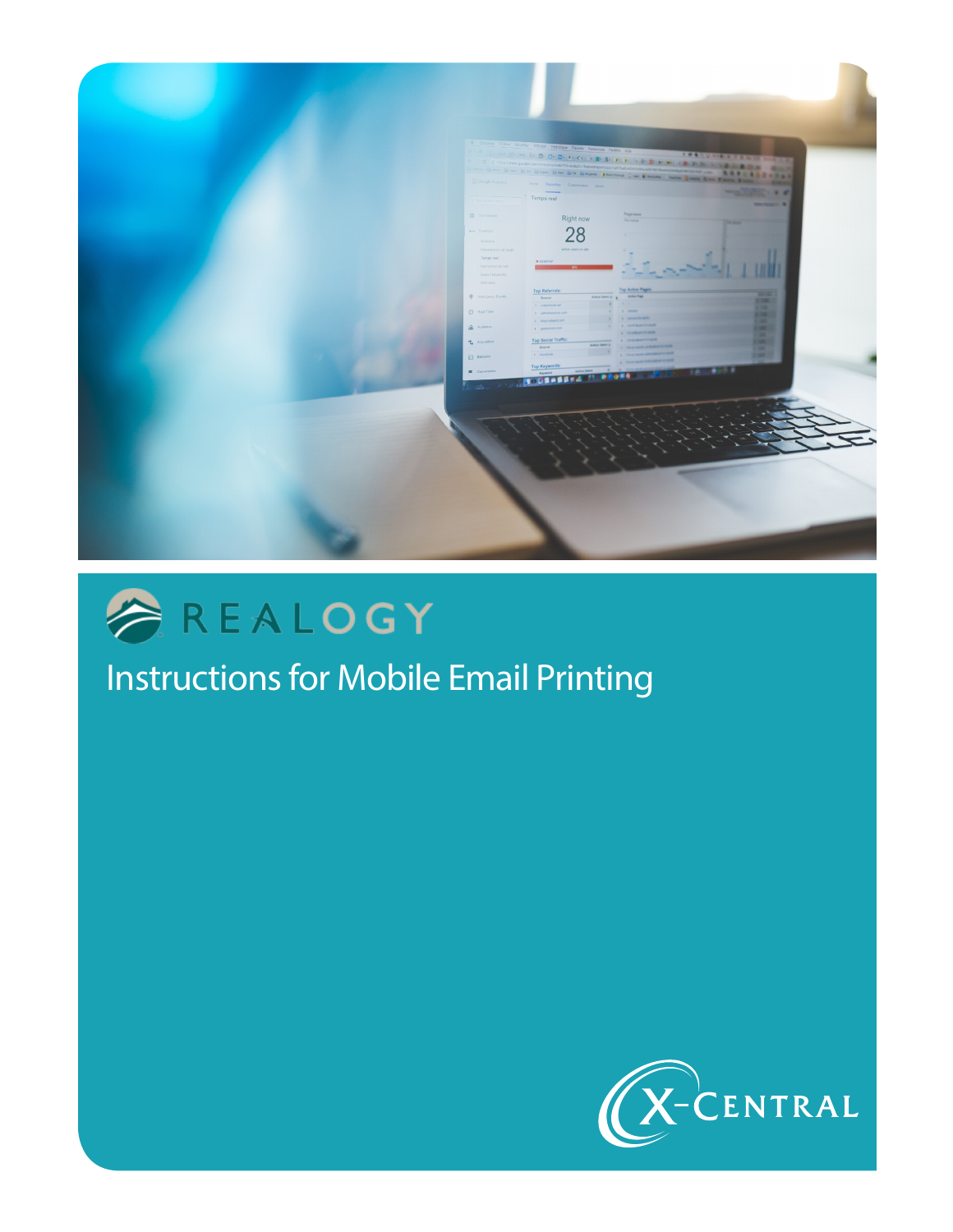REALOGY

# Instructions for Mobile Email Printing

X-CENTRAL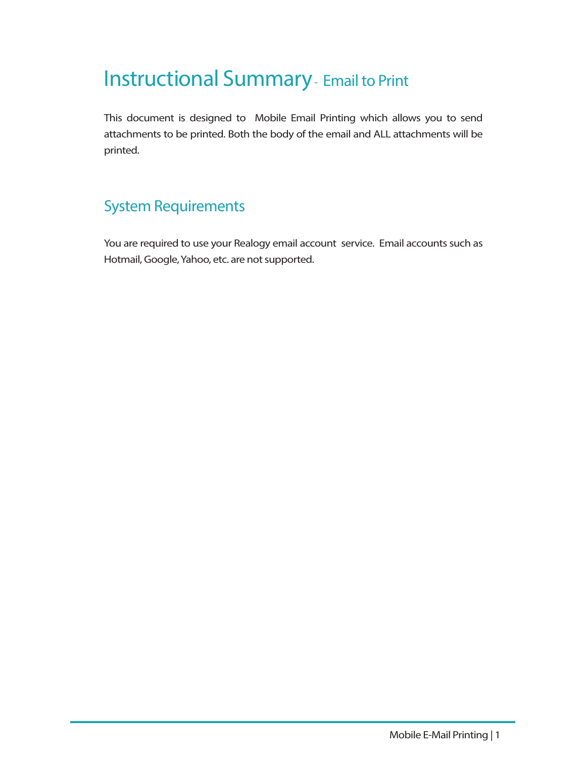# Instructional Summary - Email to Print

This document is designed to  Mobile Email Printing which allows you to send attachments to be printed. Both the body of the email and ALL attachments will be printed.

## System Requirements

You are required to use your Realogy email account  service.  Email accounts such as Hotmail, Google, Yahoo, etc. are not supported.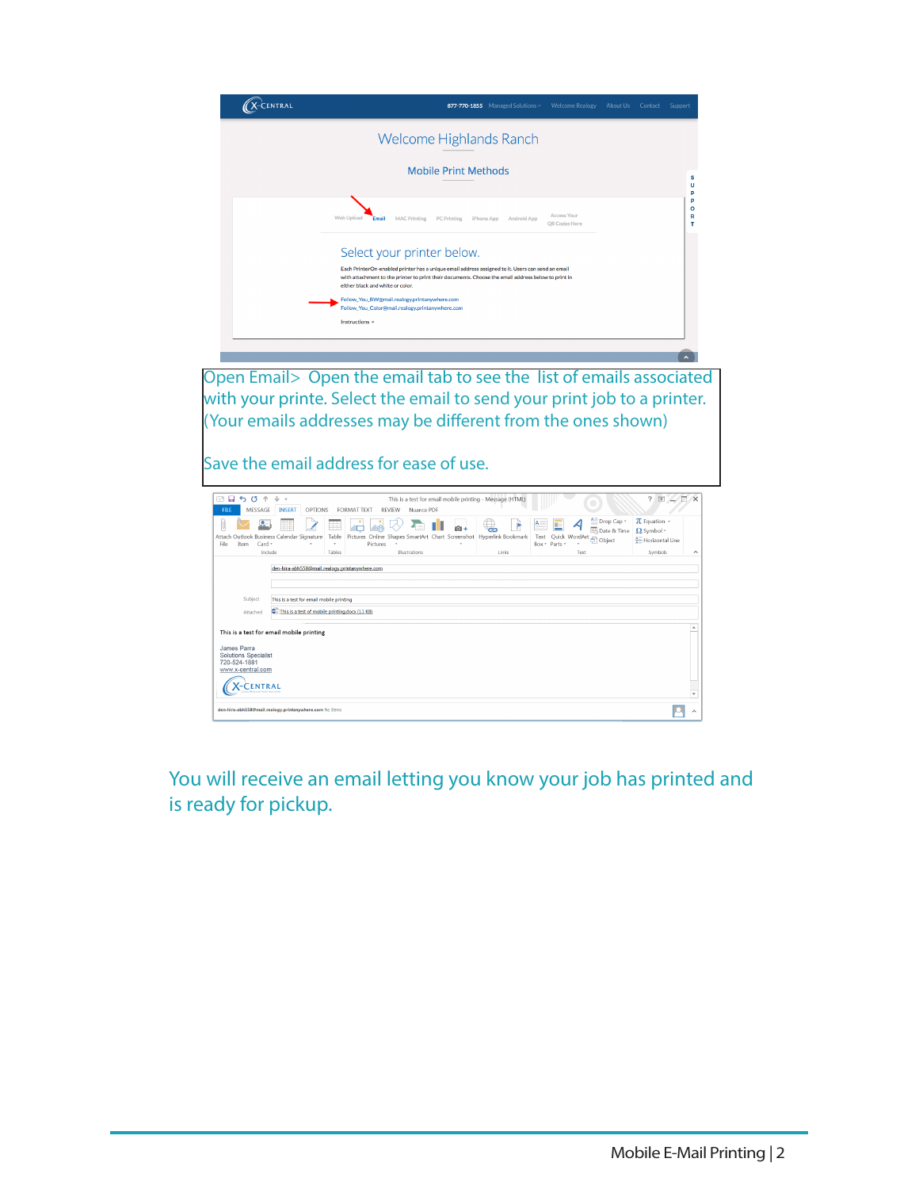Open Email> Open the email tab to see the list of emails associated with your printe. Select the email to send your print job to a printer. (Your emails addresses may be different from the ones shown)

Save the email address for ease of use.

You will receive an email letting you know your job has printed and is ready for pickup.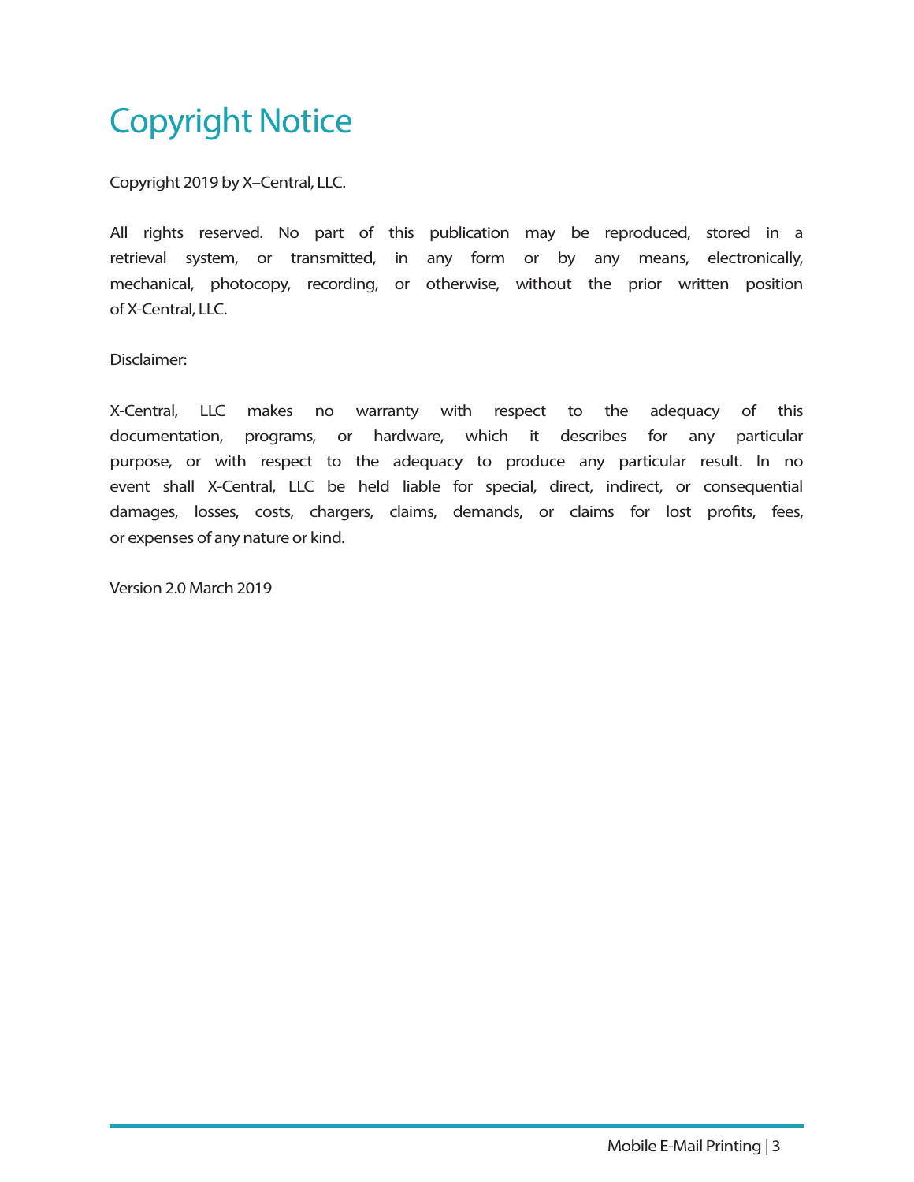# Copyright Notice

Copyright 2019 by X–Central, LLC.

All rights reserved. No part of this publication may be reproduced, stored in a retrieval system, or transmitted, in any form or by any means, electronically, mechanical, photocopy, recording, or otherwise, without the prior written position of X-Central, LLC.

Disclaimer:

X-Central, LLC makes no warranty with respect to the adequacy of this documentation, programs, or hardware, which it describes for any particular purpose, or with respect to the adequacy to produce any particular result. In no event shall X-Central, LLC be held liable for special, direct, indirect, or consequential damages, losses, costs, chargers, claims, demands, or claims for lost profits, fees, or expenses of any nature or kind.

Version 2.0 March 2019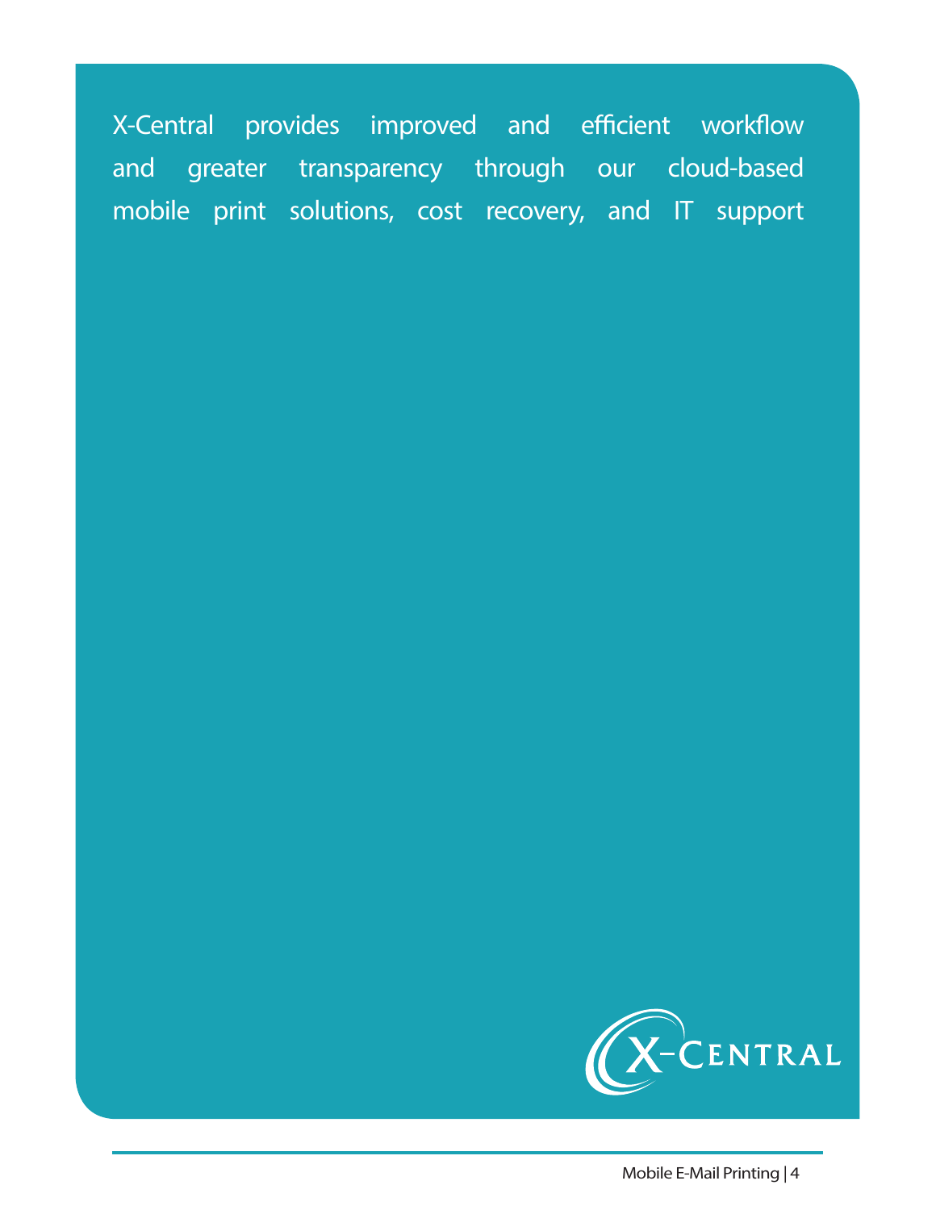X-Central provides improved and efficient workflow and greater transparency through our cloud-based mobile print solutions, cost recovery, and IT support